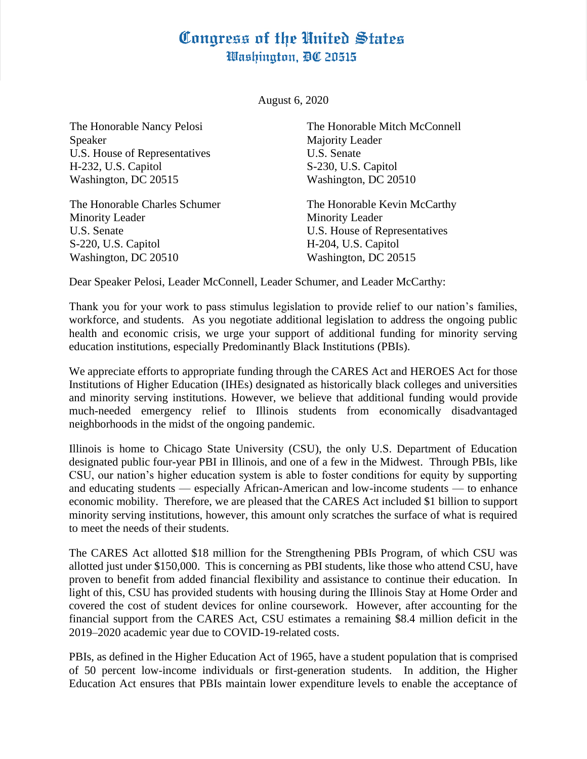# Congress of the United States
## Washington, DC 20515

August 6, 2020

The Honorable Nancy Pelosi
Speaker
U.S. House of Representatives
H-232, U.S. Capitol
Washington, DC 20515

The Honorable Mitch McConnell
Majority Leader
U.S. Senate
S-230, U.S. Capitol
Washington, DC 20510

The Honorable Charles Schumer
Minority Leader
U.S. Senate
S-220, U.S. Capitol
Washington, DC 20510

The Honorable Kevin McCarthy
Minority Leader
U.S. House of Representatives
H-204, U.S. Capitol
Washington, DC 20515

Dear Speaker Pelosi, Leader McConnell, Leader Schumer, and Leader McCarthy:

Thank you for your work to pass stimulus legislation to provide relief to our nation's families, workforce, and students. As you negotiate additional legislation to address the ongoing public health and economic crisis, we urge your support of additional funding for minority serving education institutions, especially Predominantly Black Institutions (PBIs).

We appreciate efforts to appropriate funding through the CARES Act and HEROES Act for those Institutions of Higher Education (IHEs) designated as historically black colleges and universities and minority serving institutions. However, we believe that additional funding would provide much-needed emergency relief to Illinois students from economically disadvantaged neighborhoods in the midst of the ongoing pandemic.

Illinois is home to Chicago State University (CSU), the only U.S. Department of Education designated public four-year PBI in Illinois, and one of a few in the Midwest. Through PBIs, like CSU, our nation's higher education system is able to foster conditions for equity by supporting and educating students — especially African-American and low-income students — to enhance economic mobility. Therefore, we are pleased that the CARES Act included $1 billion to support minority serving institutions, however, this amount only scratches the surface of what is required to meet the needs of their students.

The CARES Act allotted $18 million for the Strengthening PBIs Program, of which CSU was allotted just under $150,000. This is concerning as PBI students, like those who attend CSU, have proven to benefit from added financial flexibility and assistance to continue their education. In light of this, CSU has provided students with housing during the Illinois Stay at Home Order and covered the cost of student devices for online coursework. However, after accounting for the financial support from the CARES Act, CSU estimates a remaining $8.4 million deficit in the 2019–2020 academic year due to COVID-19-related costs.

PBIs, as defined in the Higher Education Act of 1965, have a student population that is comprised of 50 percent low-income individuals or first-generation students. In addition, the Higher Education Act ensures that PBIs maintain lower expenditure levels to enable the acceptance of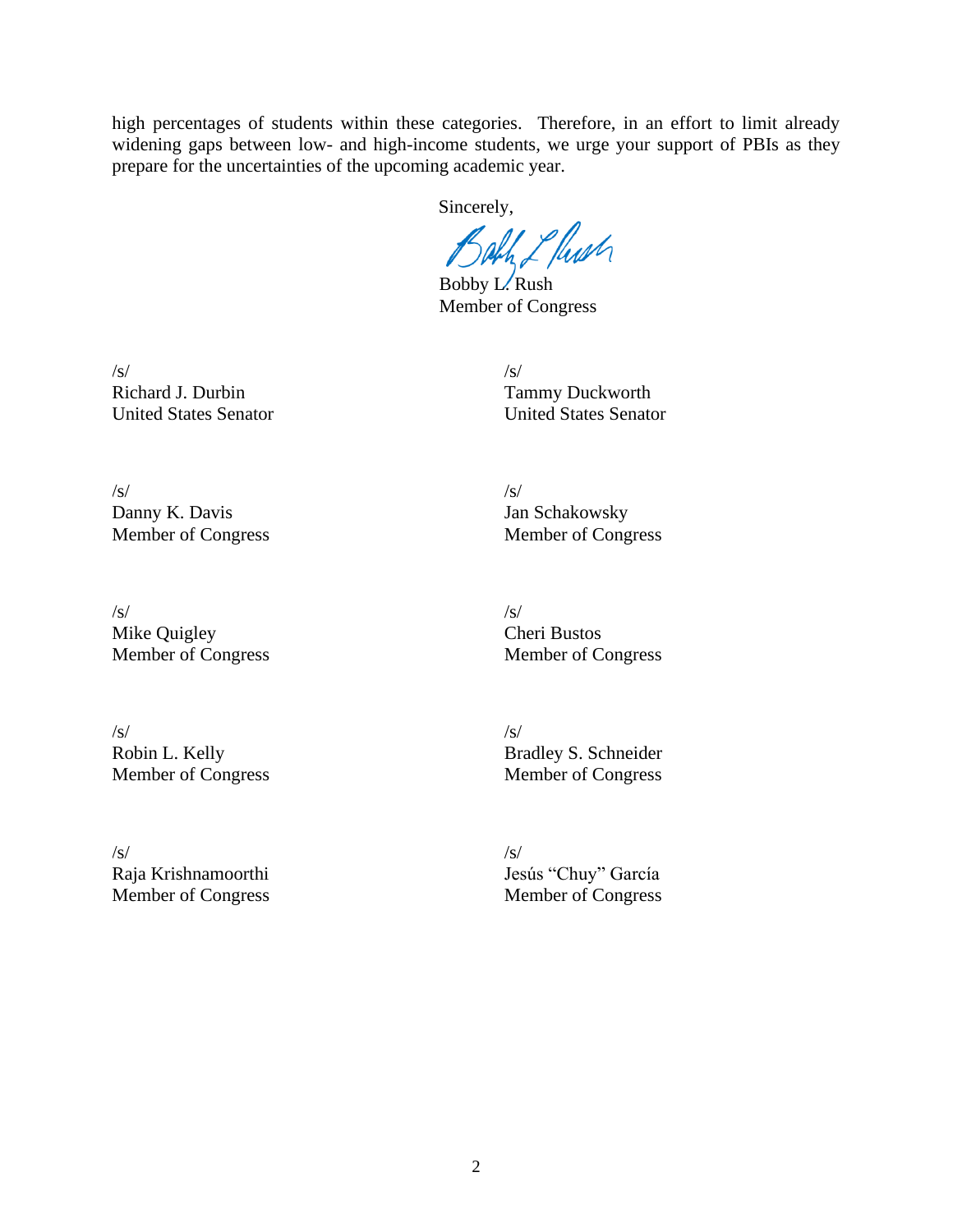high percentages of students within these categories. Therefore, in an effort to limit already widening gaps between low- and high-income students, we urge your support of PBIs as they prepare for the uncertainties of the upcoming academic year.

Sincerely,

Bobby L. Rush
Member of Congress

/s/
Richard J. Durbin
United States Senator

/s/
Tammy Duckworth
United States Senator

/s/
Danny K. Davis
Member of Congress

/s/
Jan Schakowsky
Member of Congress

/s/
Mike Quigley
Member of Congress

/s/
Cheri Bustos
Member of Congress

/s/
Robin L. Kelly
Member of Congress

/s/
Bradley S. Schneider
Member of Congress

/s/
Raja Krishnamoorthi
Member of Congress

/s/
Jesús "Chuy" García
Member of Congress